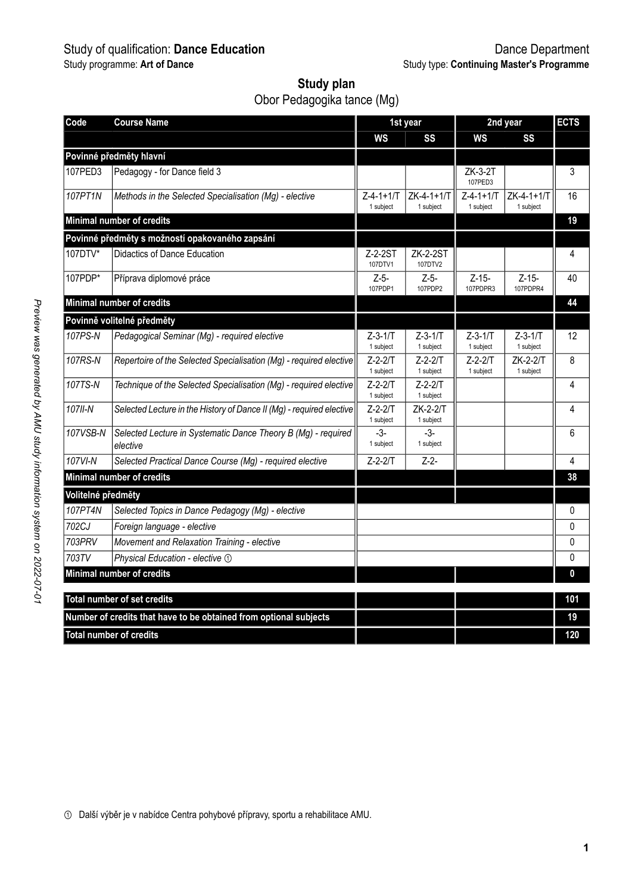Study of qualification: **Dance Education** | Dance Department

Study programme: **Art of Dance** | Study type: **Continuing Master's Programme**

## Study plan

Obor Pedagogika tance (Mg)

| Code | Course Name | 1st year | | 2nd year | | ECTS |
|---|---|---|---|---|---|---|
| | | WS | SS | WS | SS | |
| **Povinné předměty hlavní** | | | | | | |
| 107PED3 | Pedagogy - for Dance field 3 | | | ZK-3-2T 107PED3 | | 3 |
| *107PT1N* | *Methods in the Selected Specialisation (Mg) - elective* | Z-4-1+1/T 1 subject | ZK-4-1+1/T 1 subject | Z-4-1+1/T 1 subject | ZK-4-1+1/T 1 subject | 16 |
| **Minimal number of credits** | | | | | | **19** |
| **Povinné předměty s možností opakovaného zapsání** | | | | | | |
| 107DTV* | Didactics of Dance Education | Z-2-2ST 107DTV1 | ZK-2-2ST 107DTV2 | | | 4 |
| 107PDP* | Příprava diplomové práce | Z-5- 107PDP1 | Z-5- 107PDP2 | Z-15- 107PDPR3 | Z-15- 107PDPR4 | 40 |
| **Minimal number of credits** | | | | | | **44** |
| **Povinně volitelné předměty** | | | | | | |
| *107PS-N* | *Pedagogical Seminar (Mg) - required elective* | Z-3-1/T 1 subject | Z-3-1/T 1 subject | Z-3-1/T 1 subject | Z-3-1/T 1 subject | 12 |
| *107RS-N* | *Repertoire of the Selected Specialisation (Mg) - required elective* | Z-2-2/T 1 subject | Z-2-2/T 1 subject | Z-2-2/T 1 subject | ZK-2-2/T 1 subject | 8 |
| *107TS-N* | *Technique of the Selected Specialisation (Mg) - required elective* | Z-2-2/T 1 subject | Z-2-2/T 1 subject | | | 4 |
| *107II-N* | *Selected Lecture in the History of Dance II (Mg) - required elective* | Z-2-2/T 1 subject | ZK-2-2/T 1 subject | | | 4 |
| *107VSB-N* | *Selected Lecture in Systematic Dance Theory B (Mg) - required elective* | -3- 1 subject | -3- 1 subject | | | 6 |
| *107VI-N* | *Selected Practical Dance Course (Mg) - required elective* | Z-2-2/T | Z-2- | | | 4 |
| **Minimal number of credits** | | | | | | **38** |
| **Volitelné předměty** | | | | | | |
| *107PT4N* | *Selected Topics in Dance Pedagogy (Mg) - elective* | | | | | 0 |
| *702CJ* | *Foreign language - elective* | | | | | 0 |
| *703PRV* | *Movement and Relaxation Training - elective* | | | | | 0 |
| *703TV* | *Physical Education - elective* ① | | | | | 0 |
| **Minimal number of credits** | | | | | | **0** |
| **Total number of set credits** | | | | | | **101** |
| **Number of credits that have to be obtained from optional subjects** | | | | | | **19** |
| **Total number of credits** | | | | | | **120** |

① Další výběr je v nabídce Centra pohybové přípravy, sportu a rehabilitace AMU.

*Preview was generated by AMU study information system on 2022-07-01*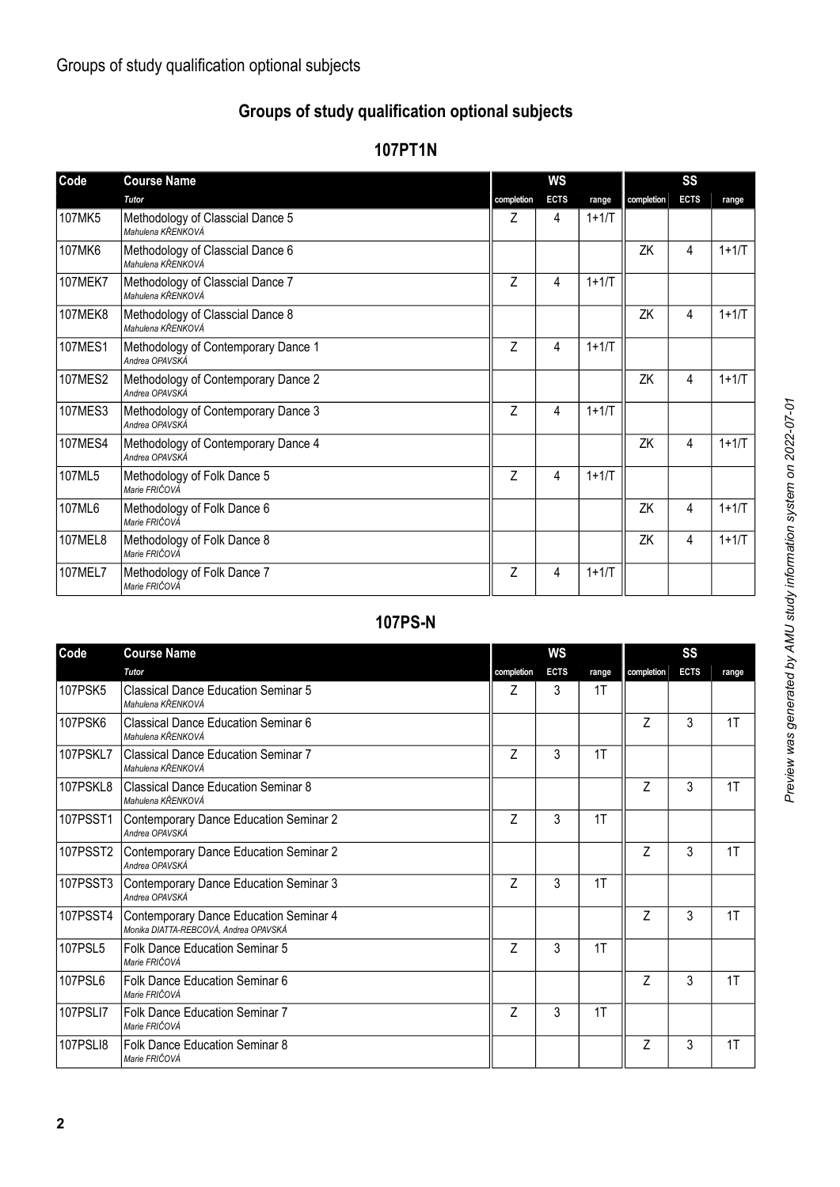# Groups of study qualification optional subjects

## 107PT1N

| Code | Course Name | WS | | | SS | | |
|---|---|---|---|---|---|---|---|
| | *Tutor* | completion | ECTS | range | completion | ECTS | range |
| 107MK5 | Methodology of Classcial Dance 5<br>*Mahulena KŘENKOVÁ* | Z | 4 | 1+1/T | | | |
| 107MK6 | Methodology of Classcial Dance 6<br>*Mahulena KŘENKOVÁ* | | | | ZK | 4 | 1+1/T |
| 107MEK7 | Methodology of Classcial Dance 7<br>*Mahulena KŘENKOVÁ* | Z | 4 | 1+1/T | | | |
| 107MEK8 | Methodology of Classcial Dance 8<br>*Mahulena KŘENKOVÁ* | | | | ZK | 4 | 1+1/T |
| 107MES1 | Methodology of Contemporary Dance 1<br>*Andrea OPAVSKÁ* | Z | 4 | 1+1/T | | | |
| 107MES2 | Methodology of Contemporary Dance 2<br>*Andrea OPAVSKÁ* | | | | ZK | 4 | 1+1/T |
| 107MES3 | Methodology of Contemporary Dance 3<br>*Andrea OPAVSKÁ* | Z | 4 | 1+1/T | | | |
| 107MES4 | Methodology of Contemporary Dance 4<br>*Andrea OPAVSKÁ* | | | | ZK | 4 | 1+1/T |
| 107ML5 | Methodology of Folk Dance 5<br>*Marie FRIČOVÁ* | Z | 4 | 1+1/T | | | |
| 107ML6 | Methodology of Folk Dance 6<br>*Marie FRIČOVÁ* | | | | ZK | 4 | 1+1/T |
| 107MEL8 | Methodology of Folk Dance 8<br>*Marie FRIČOVÁ* | | | | ZK | 4 | 1+1/T |
| 107MEL7 | Methodology of Folk Dance 7<br>*Marie FRIČOVÁ* | Z | 4 | 1+1/T | | | |

## 107PS-N

| Code | Course Name | WS | | | SS | | |
|---|---|---|---|---|---|---|---|
| | *Tutor* | completion | ECTS | range | completion | ECTS | range |
| 107PSK5 | Classical Dance Education Seminar 5<br>*Mahulena KŘENKOVÁ* | Z | 3 | 1T | | | |
| 107PSK6 | Classical Dance Education Seminar 6<br>*Mahulena KŘENKOVÁ* | | | | Z | 3 | 1T |
| 107PSKL7 | Classical Dance Education Seminar 7<br>*Mahulena KŘENKOVÁ* | Z | 3 | 1T | | | |
| 107PSKL8 | Classical Dance Education Seminar 8<br>*Mahulena KŘENKOVÁ* | | | | Z | 3 | 1T |
| 107PSST1 | Contemporary Dance Education Seminar 2<br>*Andrea OPAVSKÁ* | Z | 3 | 1T | | | |
| 107PSST2 | Contemporary Dance Education Seminar 2<br>*Andrea OPAVSKÁ* | | | | Z | 3 | 1T |
| 107PSST3 | Contemporary Dance Education Seminar 3<br>*Andrea OPAVSKÁ* | Z | 3 | 1T | | | |
| 107PSST4 | Contemporary Dance Education Seminar 4<br>*Monika DIATTA-REBCOVÁ, Andrea OPAVSKÁ* | | | | Z | 3 | 1T |
| 107PSL5 | Folk Dance Education Seminar 5<br>*Marie FRIČOVÁ* | Z | 3 | 1T | | | |
| 107PSL6 | Folk Dance Education Seminar 6<br>*Marie FRIČOVÁ* | | | | Z | 3 | 1T |
| 107PSLI7 | Folk Dance Education Seminar 7<br>*Marie FRIČOVÁ* | Z | 3 | 1T | | | |
| 107PSLI8 | Folk Dance Education Seminar 8<br>*Marie FRIČOVÁ* | | | | Z | 3 | 1T |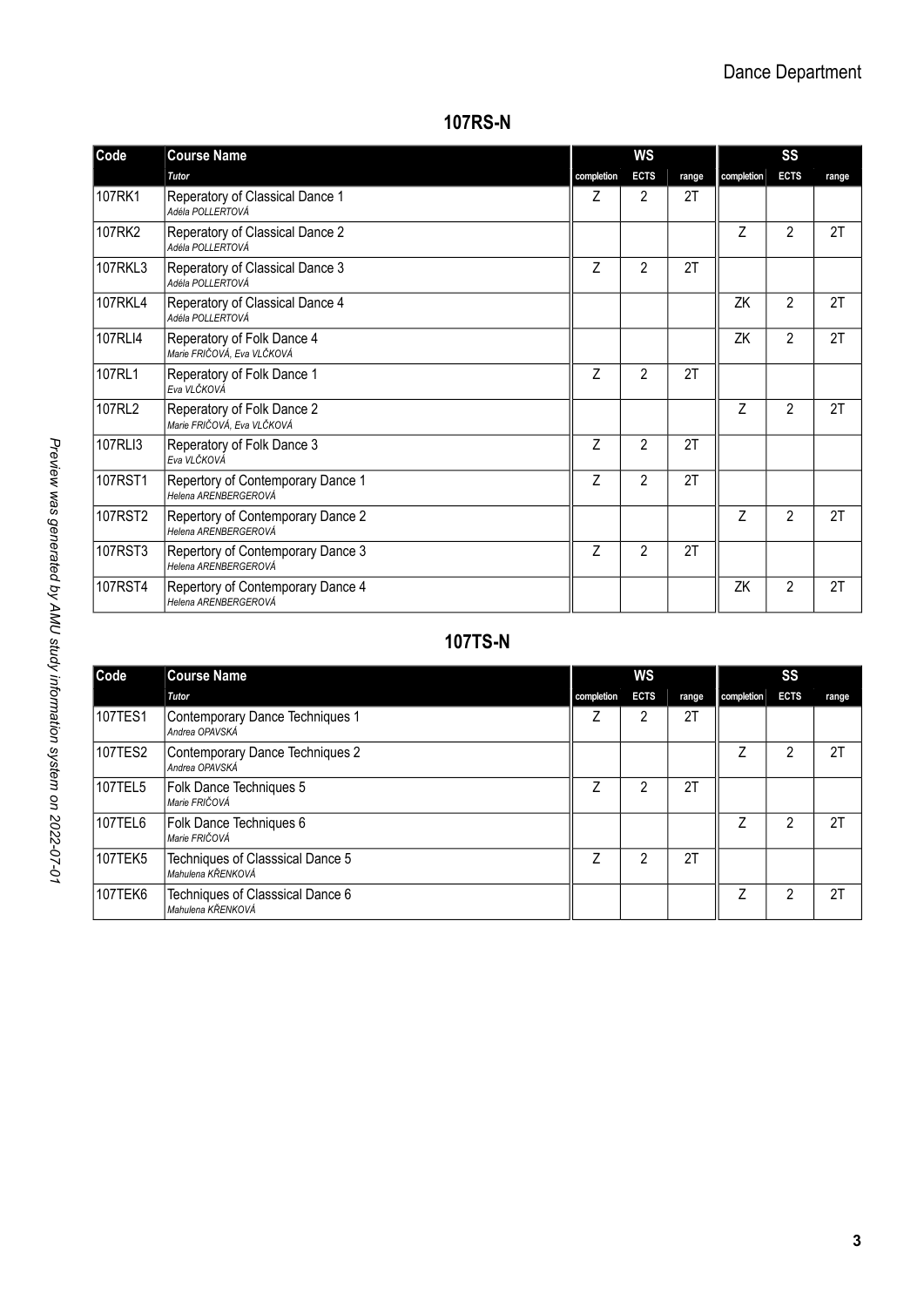## 107RS-N

| Code | Course Name | WS | | | SS | | |
|---|---|---|---|---|---|---|---|
| | *Tutor* | completion | ECTS | range | completion | ECTS | range |
| 107RK1 | Reperatory of Classical Dance 1<br>*Adéla POLLERTOVÁ* | Z | 2 | 2T | | | |
| 107RK2 | Reperatory of Classical Dance 2<br>*Adéla POLLERTOVÁ* | | | | Z | 2 | 2T |
| 107RKL3 | Reperatory of Classical Dance 3<br>*Adéla POLLERTOVÁ* | Z | 2 | 2T | | | |
| 107RKL4 | Reperatory of Classical Dance 4<br>*Adéla POLLERTOVÁ* | | | | ZK | 2 | 2T |
| 107RLI4 | Reperatory of Folk Dance 4<br>*Marie FRIČOVÁ, Eva VLČKOVÁ* | | | | ZK | 2 | 2T |
| 107RL1 | Reperatory of Folk Dance 1<br>*Eva VLČKOVÁ* | Z | 2 | 2T | | | |
| 107RL2 | Reperatory of Folk Dance 2<br>*Marie FRIČOVÁ, Eva VLČKOVÁ* | | | | Z | 2 | 2T |
| 107RLI3 | Reperatory of Folk Dance 3<br>*Eva VLČKOVÁ* | Z | 2 | 2T | | | |
| 107RST1 | Repertory of Contemporary Dance 1<br>*Helena ARENBERGEROVÁ* | Z | 2 | 2T | | | |
| 107RST2 | Repertory of Contemporary Dance 2<br>*Helena ARENBERGEROVÁ* | | | | Z | 2 | 2T |
| 107RST3 | Repertory of Contemporary Dance 3<br>*Helena ARENBERGEROVÁ* | Z | 2 | 2T | | | |
| 107RST4 | Repertory of Contemporary Dance 4<br>*Helena ARENBERGEROVÁ* | | | | ZK | 2 | 2T |

## 107TS-N

| Code | Course Name | WS | | | SS | | |
|---|---|---|---|---|---|---|---|
| | *Tutor* | completion | ECTS | range | completion | ECTS | range |
| 107TES1 | Contemporary Dance Techniques 1<br>*Andrea OPAVSKÁ* | Z | 2 | 2T | | | |
| 107TES2 | Contemporary Dance Techniques 2<br>*Andrea OPAVSKÁ* | | | | Z | 2 | 2T |
| 107TEL5 | Folk Dance Techniques 5<br>*Marie FRIČOVÁ* | Z | 2 | 2T | | | |
| 107TEL6 | Folk Dance Techniques 6<br>*Marie FRIČOVÁ* | | | | Z | 2 | 2T |
| 107TEK5 | Techniques of Classsical Dance 5<br>*Mahulena KŘENKOVÁ* | Z | 2 | 2T | | | |
| 107TEK6 | Techniques of Classsical Dance 6<br>*Mahulena KŘENKOVÁ* | | | | Z | 2 | 2T |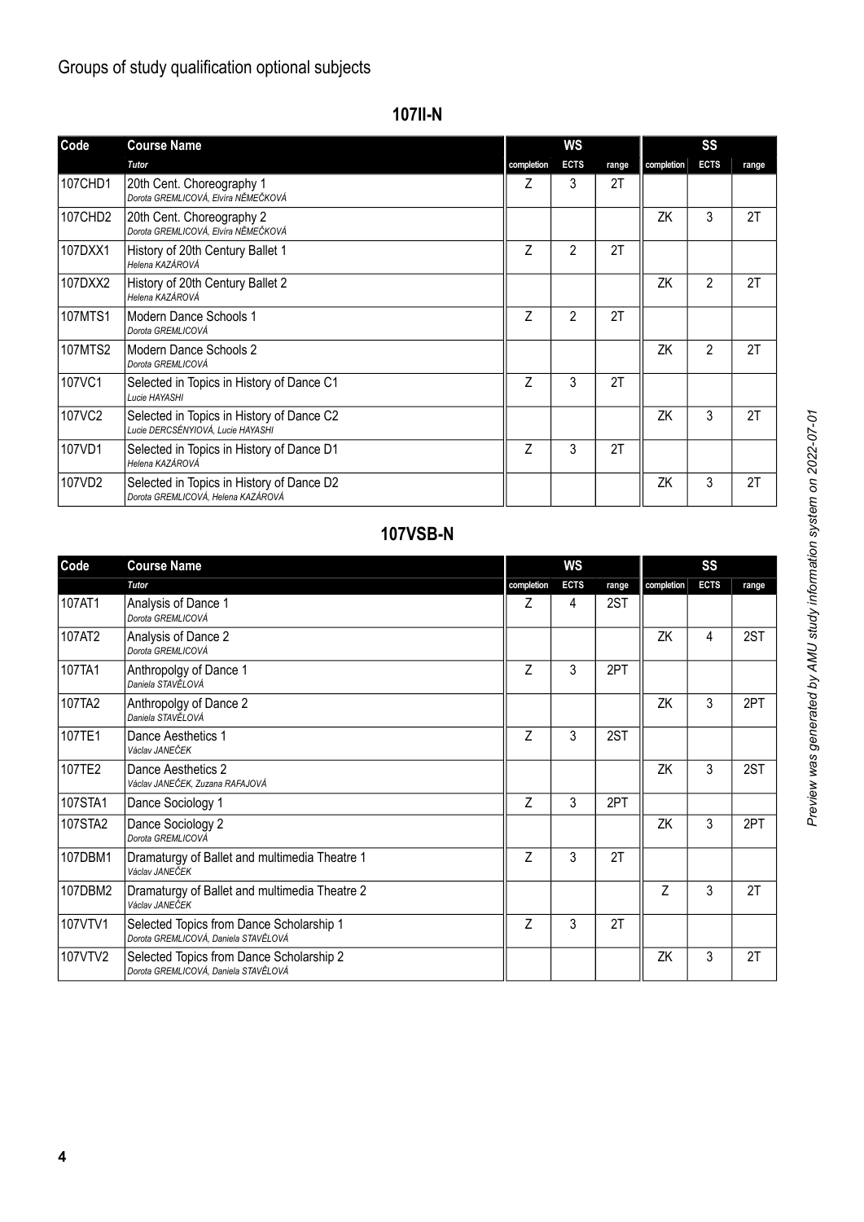## Groups of study qualification optional subjects

### 107II-N

| Code | Course Name | WS | | | SS | | |
|---|---|---|---|---|---|---|---|
| | *Tutor* | completion | ECTS | range | completion | ECTS | range |
| 107CHD1 | 20th Cent. Choreography 1<br>*Dorota GREMLICOVÁ, Elvíra NĚMEČKOVÁ* | Z | 3 | 2T | | | |
| 107CHD2 | 20th Cent. Choreography 2<br>*Dorota GREMLICOVÁ, Elvíra NĚMEČKOVÁ* | | | | ZK | 3 | 2T |
| 107DXX1 | History of 20th Century Ballet 1<br>*Helena KAZÁROVÁ* | Z | 2 | 2T | | | |
| 107DXX2 | History of 20th Century Ballet 2<br>*Helena KAZÁROVÁ* | | | | ZK | 2 | 2T |
| 107MTS1 | Modern Dance Schools 1<br>*Dorota GREMLICOVÁ* | Z | 2 | 2T | | | |
| 107MTS2 | Modern Dance Schools 2<br>*Dorota GREMLICOVÁ* | | | | ZK | 2 | 2T |
| 107VC1 | Selected in Topics in History of Dance C1<br>*Lucie HAYASHI* | Z | 3 | 2T | | | |
| 107VC2 | Selected in Topics in History of Dance C2<br>*Lucie DERCSÉNYIOVÁ, Lucie HAYASHI* | | | | ZK | 3 | 2T |
| 107VD1 | Selected in Topics in History of Dance D1<br>*Helena KAZÁROVÁ* | Z | 3 | 2T | | | |
| 107VD2 | Selected in Topics in History of Dance D2<br>*Dorota GREMLICOVÁ, Helena KAZÁROVÁ* | | | | ZK | 3 | 2T |

### 107VSB-N

| Code | Course Name | WS | | | SS | | |
|---|---|---|---|---|---|---|---|
| | *Tutor* | completion | ECTS | range | completion | ECTS | range |
| 107AT1 | Analysis of Dance 1<br>*Dorota GREMLICOVÁ* | Z | 4 | 2ST | | | |
| 107AT2 | Analysis of Dance 2<br>*Dorota GREMLICOVÁ* | | | | ZK | 4 | 2ST |
| 107TA1 | Anthropolgy of Dance 1<br>*Daniela STAVĚLOVÁ* | Z | 3 | 2PT | | | |
| 107TA2 | Anthropolgy of Dance 2<br>*Daniela STAVĚLOVÁ* | | | | ZK | 3 | 2PT |
| 107TE1 | Dance Aesthetics 1<br>*Václav JANEČEK* | Z | 3 | 2ST | | | |
| 107TE2 | Dance Aesthetics 2<br>*Václav JANEČEK, Zuzana RAFAJOVÁ* | | | | ZK | 3 | 2ST |
| 107STA1 | Dance Sociology 1 | Z | 3 | 2PT | | | |
| 107STA2 | Dance Sociology 2<br>*Dorota GREMLICOVÁ* | | | | ZK | 3 | 2PT |
| 107DBM1 | Dramaturgy of Ballet and multimedia Theatre 1<br>*Václav JANEČEK* | Z | 3 | 2T | | | |
| 107DBM2 | Dramaturgy of Ballet and multimedia Theatre 2<br>*Václav JANEČEK* | | | | Z | 3 | 2T |
| 107VTV1 | Selected Topics from Dance Scholarship 1<br>*Dorota GREMLICOVÁ, Daniela STAVĚLOVÁ* | Z | 3 | 2T | | | |
| 107VTV2 | Selected Topics from Dance Scholarship 2<br>*Dorota GREMLICOVÁ, Daniela STAVĚLOVÁ* | | | | ZK | 3 | 2T |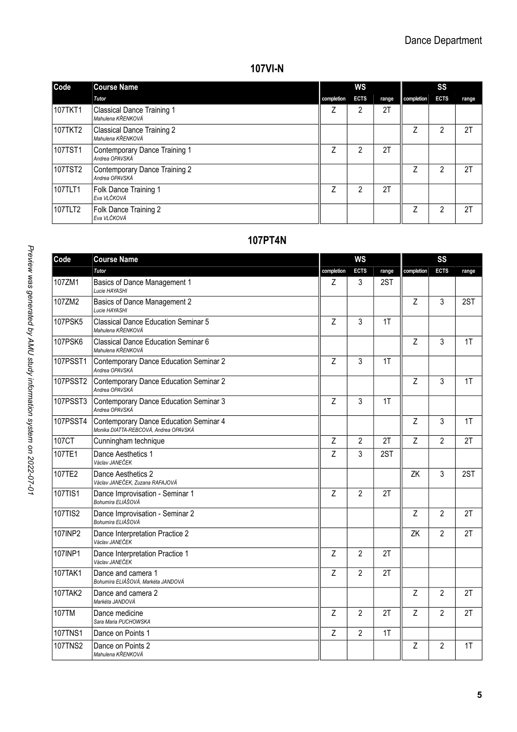Dance Department

## 107VI-N

| Code | Course Name | WS | | | SS | | |
|---|---|---|---|---|---|---|---|
| | *Tutor* | completion | ECTS | range | completion | ECTS | range |
| 107TKT1 | Classical Dance Training 1<br>*Mahulena KŘENKOVÁ* | Z | 2 | 2T | | | |
| 107TKT2 | Classical Dance Training 2<br>*Mahulena KŘENKOVÁ* | | | | Z | 2 | 2T |
| 107TST1 | Contemporary Dance Training 1<br>*Andrea OPAVSKÁ* | Z | 2 | 2T | | | |
| 107TST2 | Contemporary Dance Training 2<br>*Andrea OPAVSKÁ* | | | | Z | 2 | 2T |
| 107TLT1 | Folk Dance Training 1<br>*Eva VLČKOVÁ* | Z | 2 | 2T | | | |
| 107TLT2 | Folk Dance Training 2<br>*Eva VLČKOVÁ* | | | | Z | 2 | 2T |

## 107PT4N

| Code | Course Name | WS | | | SS | | |
|---|---|---|---|---|---|---|---|
| | *Tutor* | completion | ECTS | range | completion | ECTS | range |
| 107ZM1 | Basics of Dance Management 1<br>*Lucie HAYASHI* | Z | 3 | 2ST | | | |
| 107ZM2 | Basics of Dance Management 2<br>*Lucie HAYASHI* | | | | Z | 3 | 2ST |
| 107PSK5 | Classical Dance Education Seminar 5<br>*Mahulena KŘENKOVÁ* | Z | 3 | 1T | | | |
| 107PSK6 | Classical Dance Education Seminar 6<br>*Mahulena KŘENKOVÁ* | | | | Z | 3 | 1T |
| 107PSST1 | Contemporary Dance Education Seminar 2<br>*Andrea OPAVSKÁ* | Z | 3 | 1T | | | |
| 107PSST2 | Contemporary Dance Education Seminar 2<br>*Andrea OPAVSKÁ* | | | | Z | 3 | 1T |
| 107PSST3 | Contemporary Dance Education Seminar 3<br>*Andrea OPAVSKÁ* | Z | 3 | 1T | | | |
| 107PSST4 | Contemporary Dance Education Seminar 4<br>*Monika DIATTA-REBCOVÁ, Andrea OPAVSKÁ* | | | | Z | 3 | 1T |
| 107CT | Cunningham technique | Z | 2 | 2T | Z | 2 | 2T |
| 107TE1 | Dance Aesthetics 1<br>*Václav JANEČEK* | Z | 3 | 2ST | | | |
| 107TE2 | Dance Aesthetics 2<br>*Václav JANEČEK, Zuzana RAFAJOVÁ* | | | | ZK | 3 | 2ST |
| 107TIS1 | Dance Improvisation - Seminar 1<br>*Bohumíra ELIÁŠOVÁ* | Z | 2 | 2T | | | |
| 107TIS2 | Dance Improvisation - Seminar 2<br>*Bohumíra ELIÁŠOVÁ* | | | | Z | 2 | 2T |
| 107INP2 | Dance Interpretation Practice 2<br>*Václav JANEČEK* | | | | ZK | 2 | 2T |
| 107INP1 | Dance Interpretation Practice 1<br>*Václav JANEČEK* | Z | 2 | 2T | | | |
| 107TAK1 | Dance and camera 1<br>*Bohumíra ELIÁŠOVÁ, Markéta JANDOVÁ* | Z | 2 | 2T | | | |
| 107TAK2 | Dance and camera 2<br>*Markéta JANDOVÁ* | | | | Z | 2 | 2T |
| 107TM | Dance medicine<br>*Sara Maria PUCHOWSKA* | Z | 2 | 2T | Z | 2 | 2T |
| 107TNS1 | Dance on Points 1 | Z | 2 | 1T | | | |
| 107TNS2 | Dance on Points 2<br>*Mahulena KŘENKOVÁ* | | | | Z | 2 | 1T |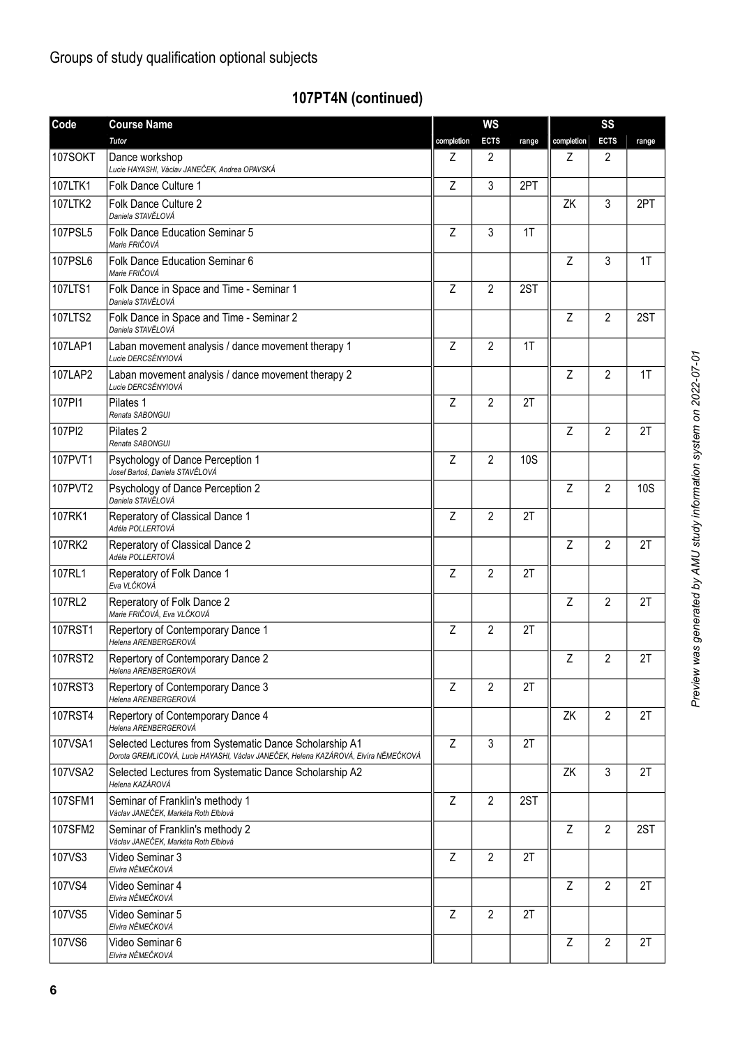## Groups of study qualification optional subjects

### 107PT4N (continued)

| Code | Course Name | WS | | | SS | | |
|---|---|---|---|---|---|---|---|
| | *Tutor* | completion | ECTS | range | completion | ECTS | range |
| 107SOKT | Dance workshop<br>*Lucie HAYASHI, Václav JANEČEK, Andrea OPAVSKÁ* | Z | 2 | | Z | 2 | |
| 107LTK1 | Folk Dance Culture 1 | Z | 3 | 2PT | | | |
| 107LTK2 | Folk Dance Culture 2<br>*Daniela STAVĚLOVÁ* | | | | ZK | 3 | 2PT |
| 107PSL5 | Folk Dance Education Seminar 5<br>*Marie FRIČOVÁ* | Z | 3 | 1T | | | |
| 107PSL6 | Folk Dance Education Seminar 6<br>*Marie FRIČOVÁ* | | | | Z | 3 | 1T |
| 107LTS1 | Folk Dance in Space and Time - Seminar 1<br>*Daniela STAVĚLOVÁ* | Z | 2 | 2ST | | | |
| 107LTS2 | Folk Dance in Space and Time - Seminar 2<br>*Daniela STAVĚLOVÁ* | | | | Z | 2 | 2ST |
| 107LAP1 | Laban movement analysis / dance movement therapy 1<br>*Lucie DERCSÉNYIOVÁ* | Z | 2 | 1T | | | |
| 107LAP2 | Laban movement analysis / dance movement therapy 2<br>*Lucie DERCSÉNYIOVÁ* | | | | Z | 2 | 1T |
| 107PI1 | Pilates 1<br>*Renata SABONGUI* | Z | 2 | 2T | | | |
| 107PI2 | Pilates 2<br>*Renata SABONGUI* | | | | Z | 2 | 2T |
| 107PVT1 | Psychology of Dance Perception 1<br>*Josef Bartoš, Daniela STAVĚLOVÁ* | Z | 2 | 10S | | | |
| 107PVT2 | Psychology of Dance Perception 2<br>*Daniela STAVĚLOVÁ* | | | | Z | 2 | 10S |
| 107RK1 | Reperatory of Classical Dance 1<br>*Adéla POLLERTOVÁ* | Z | 2 | 2T | | | |
| 107RK2 | Reperatory of Classical Dance 2<br>*Adéla POLLERTOVÁ* | | | | Z | 2 | 2T |
| 107RL1 | Reperatory of Folk Dance 1<br>*Eva VLČKOVÁ* | Z | 2 | 2T | | | |
| 107RL2 | Reperatory of Folk Dance 2<br>*Marie FRIČOVÁ, Eva VLČKOVÁ* | | | | Z | 2 | 2T |
| 107RST1 | Repertory of Contemporary Dance 1<br>*Helena ARENBERGEROVÁ* | Z | 2 | 2T | | | |
| 107RST2 | Repertory of Contemporary Dance 2<br>*Helena ARENBERGEROVÁ* | | | | Z | 2 | 2T |
| 107RST3 | Repertory of Contemporary Dance 3<br>*Helena ARENBERGEROVÁ* | Z | 2 | 2T | | | |
| 107RST4 | Repertory of Contemporary Dance 4<br>*Helena ARENBERGEROVÁ* | | | | ZK | 2 | 2T |
| 107VSA1 | Selected Lectures from Systematic Dance Scholarship A1<br>*Dorota GREMLICOVÁ, Lucie HAYASHI, Václav JANEČEK, Helena KAZÁROVÁ, Elvíra NĚMEČKOVÁ* | Z | 3 | 2T | | | |
| 107VSA2 | Selected Lectures from Systematic Dance Scholarship A2<br>*Helena KAZÁROVÁ* | | | | ZK | 3 | 2T |
| 107SFM1 | Seminar of Franklin's methody 1<br>*Václav JANEČEK, Markéta Roth Elblová* | Z | 2 | 2ST | | | |
| 107SFM2 | Seminar of Franklin's methody 2<br>*Václav JANEČEK, Markéta Roth Elblová* | | | | Z | 2 | 2ST |
| 107VS3 | Video Seminar 3<br>*Elvíra NĚMEČKOVÁ* | Z | 2 | 2T | | | |
| 107VS4 | Video Seminar 4<br>*Elvíra NĚMEČKOVÁ* | | | | Z | 2 | 2T |
| 107VS5 | Video Seminar 5<br>*Elvíra NĚMEČKOVÁ* | Z | 2 | 2T | | | |
| 107VS6 | Video Seminar 6<br>*Elvíra NĚMEČKOVÁ* | | | | Z | 2 | 2T |

*Preview was generated by AMU study information system on 2022-07-01*